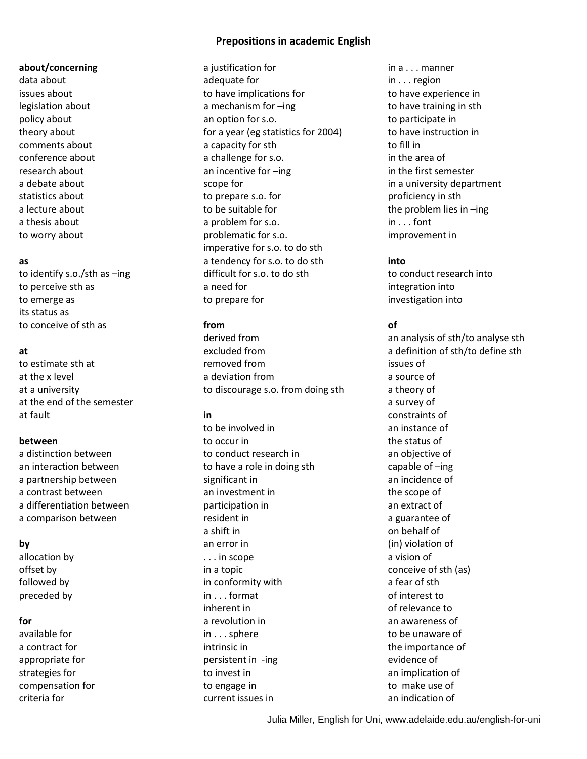# Prepositions in academic English

**about/concerning**

data about
issues about
legislation about
policy about
theory about
comments about
conference about
research about
a debate about
statistics about
a lecture about
a thesis about
to worry about

**as**

to identify s.o./sth as –ing
to perceive sth as
to emerge as
its status as
to conceive of sth as

**at**

to estimate sth at
at the x level
at a university
at the end of the semester
at fault

**between**

a distinction between
an interaction between
a partnership between
a contrast between
a differentiation between
a comparison between

**by**

allocation by
offset by
followed by
preceded by

**for**

available for
a contract for
appropriate for
strategies for
compensation for
criteria for
a justification for
adequate for
to have implications for
a mechanism for –ing
an option for s.o.
for a year (eg statistics for 2004)
a capacity for sth
a challenge for s.o.
an incentive for –ing
scope for
to prepare s.o. for
to be suitable for
a problem for s.o.
problematic for s.o.
imperative for s.o. to do sth
a tendency for s.o. to do sth
difficult for s.o. to do sth
a need for
to prepare for

**from**

derived from
excluded from
removed from
a deviation from
to discourage s.o. from doing sth

**in**

to be involved in
to occur in
to conduct research in
to have a role in doing sth
significant in
an investment in
participation in
resident in
a shift in
an error in
. . . in scope
in a topic
in conformity with
in . . . format
inherent in
a revolution in
in . . . sphere
intrinsic in
persistent in -ing
to invest in
to engage in
current issues in
in a . . . manner
in . . . region
to have experience in
to have training in sth
to participate in
to have instruction in
to fill in
in the area of
in the first semester
in a university department
proficiency in sth
the problem lies in –ing
in . . . font
improvement in

**into**

to conduct research into
integration into
investigation into

**of**

an analysis of sth/to analyse sth
a definition of sth/to define sth
issues of
a source of
a theory of
a survey of
constraints of
an instance of
the status of
an objective of
capable of –ing
an incidence of
the scope of
an extract of
a guarantee of
on behalf of
(in) violation of
a vision of
conceive of sth (as)
a fear of sth
of interest to
of relevance to
an awareness of
to be unaware of
the importance of
evidence of
an implication of
to make use of
an indication of

Julia Miller, English for Uni, www.adelaide.edu.au/english-for-uni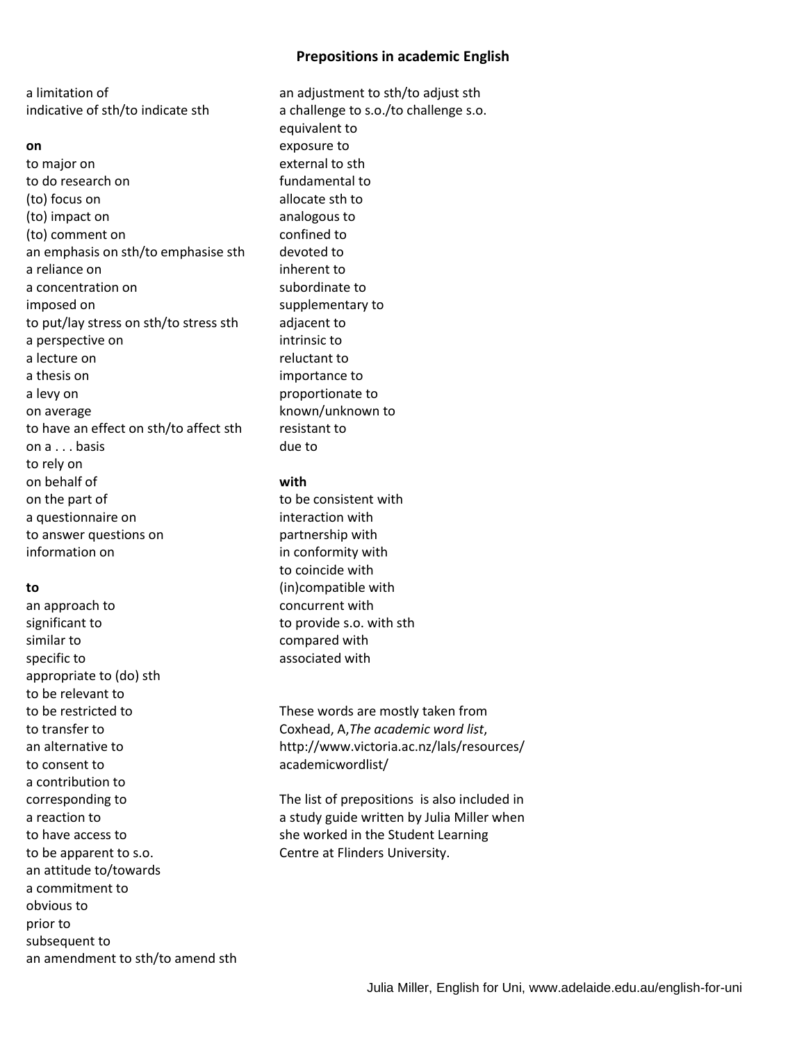## Prepositions in academic English

a limitation of
indicative of sth/to indicate sth

**on**

to major on
to do research on
(to) focus on
(to) impact on
(to) comment on
an emphasis on sth/to emphasise sth
a reliance on
a concentration on
imposed on
to put/lay stress on sth/to stress sth
a perspective on
a lecture on
a thesis on
a levy on
on average
to have an effect on sth/to affect sth
on a . . . basis
to rely on
on behalf of
on the part of
a questionnaire on
to answer questions on
information on

**to**

an approach to
significant to
similar to
specific to
appropriate to (do) sth
to be relevant to
to be restricted to
to transfer to
an alternative to
to consent to
a contribution to
corresponding to
a reaction to
to have access to
to be apparent to s.o.
an attitude to/towards
a commitment to
obvious to
prior to
subsequent to
an amendment to sth/to amend sth
an adjustment to sth/to adjust sth
a challenge to s.o./to challenge s.o.
equivalent to
exposure to
external to sth
fundamental to
allocate sth to
analogous to
confined to
devoted to
inherent to
subordinate to
supplementary to
adjacent to
intrinsic to
reluctant to
importance to
proportionate to
known/unknown to
resistant to
due to

**with**

to be consistent with
interaction with
partnership with
in conformity with
to coincide with
(in)compatible with
concurrent with
to provide s.o. with sth
compared with
associated with

These words are mostly taken from Coxhead, A, *The academic word list*, http://www.victoria.ac.nz/lals/resources/academicwordlist/

The list of prepositions is also included in a study guide written by Julia Miller when she worked in the Student Learning Centre at Flinders University.

Julia Miller, English for Uni, www.adelaide.edu.au/english-for-uni